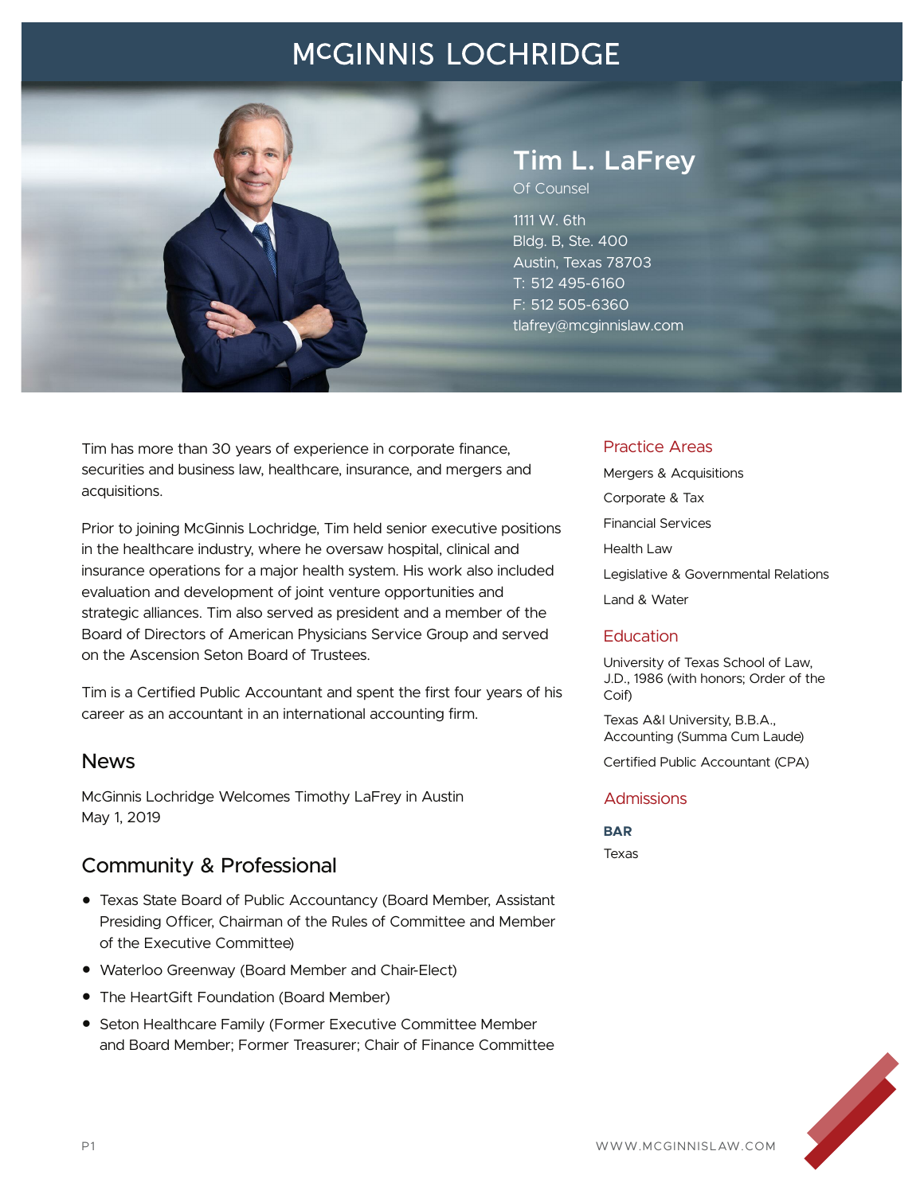# McGINNIS LOCHRIDGE

## Tim L. LaFrey

Of Counsel

1111 W. 6th
Bldg. B, Ste. 400
Austin, Texas 78703
T: 512 495-6160
F: 512 505-6360
tlafrey@mcginnislaw.com

Tim has more than 30 years of experience in corporate finance, securities and business law, healthcare, insurance, and mergers and acquisitions.

Prior to joining McGinnis Lochridge, Tim held senior executive positions in the healthcare industry, where he oversaw hospital, clinical and insurance operations for a major health system. His work also included evaluation and development of joint venture opportunities and strategic alliances. Tim also served as president and a member of the Board of Directors of American Physicians Service Group and served on the Ascension Seton Board of Trustees.

Tim is a Certified Public Accountant and spent the first four years of his career as an accountant in an international accounting firm.

## News

McGinnis Lochridge Welcomes Timothy LaFrey in Austin
May 1, 2019

## Community & Professional

- Texas State Board of Public Accountancy (Board Member, Assistant Presiding Officer, Chairman of the Rules of Committee and Member of the Executive Committee)
- Waterloo Greenway (Board Member and Chair-Elect)
- The HeartGift Foundation (Board Member)
- Seton Healthcare Family (Former Executive Committee Member and Board Member; Former Treasurer; Chair of Finance Committee

## Practice Areas

Mergers & Acquisitions

Corporate & Tax

Financial Services

Health Law

Legislative & Governmental Relations

Land & Water

## Education

University of Texas School of Law, J.D., 1986 (with honors; Order of the Coif)

Texas A&I University, B.B.A., Accounting (Summa Cum Laude)

Certified Public Accountant (CPA)

## Admissions

**BAR**

Texas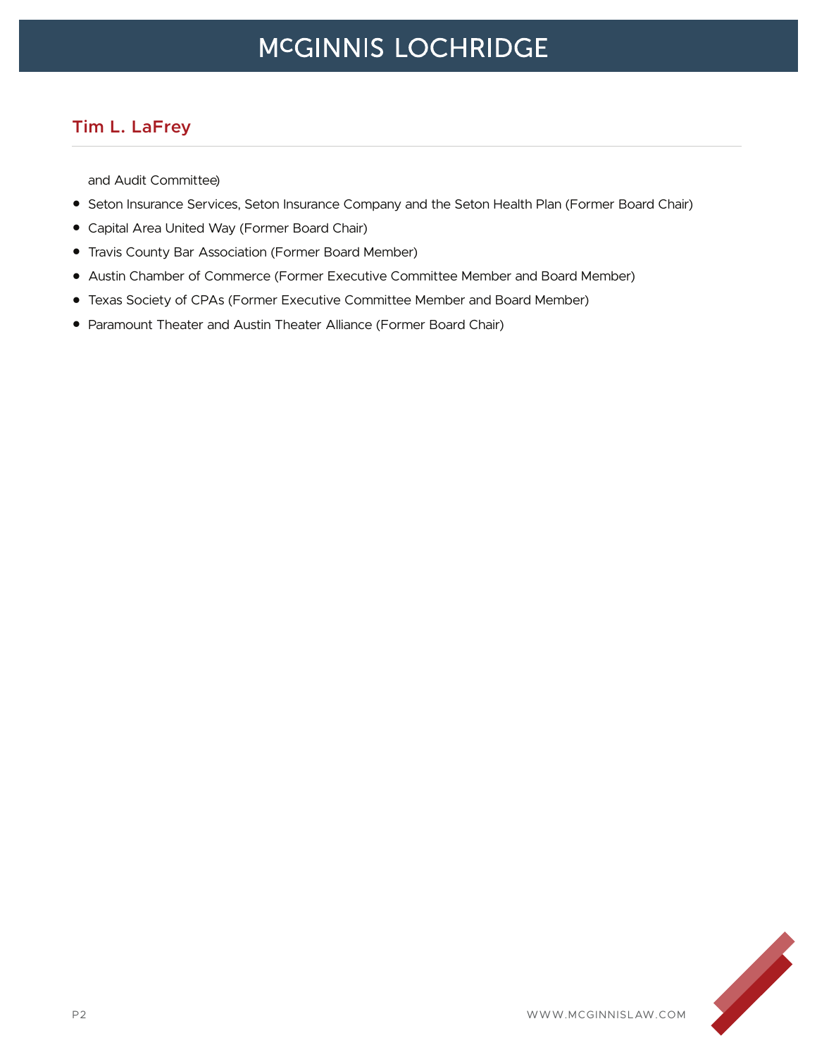and Audit Committee)

- Seton Insurance Services, Seton Insurance Company and the Seton Health Plan (Former Board Chair)
- Capital Area United Way (Former Board Chair)
- Travis County Bar Association (Former Board Member)
- Austin Chamber of Commerce (Former Executive Committee Member and Board Member)
- Texas Society of CPAs (Former Executive Committee Member and Board Member)
- Paramount Theater and Austin Theater Alliance (Former Board Chair)